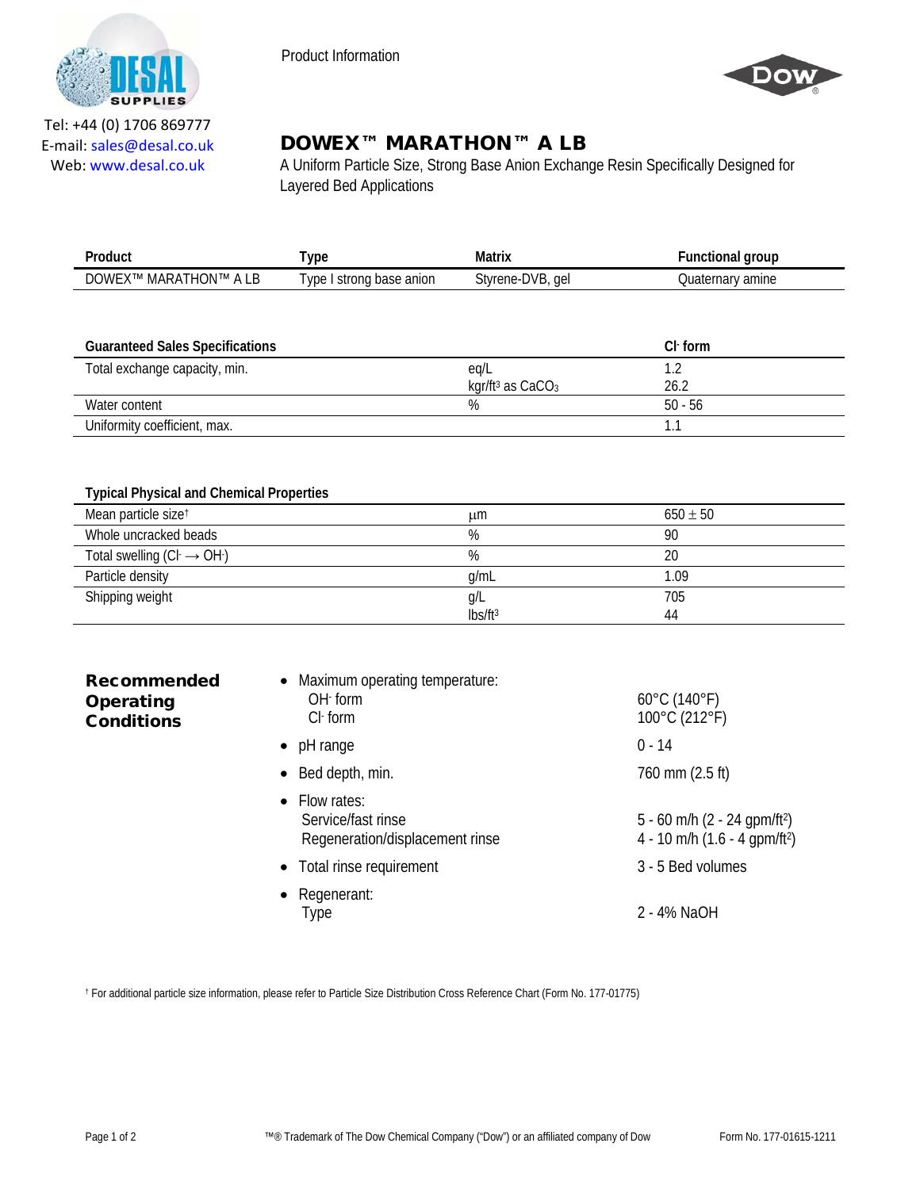Tel: +44 (0) 1706 869777
E-mail: sales@desal.co.uk
Web: www.desal.co.uk

Product Information

# DOWEX™ MARATHON™ A LB

A Uniform Particle Size, Strong Base Anion Exchange Resin Specifically Designed for Layered Bed Applications

| Product | Type | Matrix | Functional group |
|---|---|---|---|
| DOWEX™ MARATHON™ A LB | Type I strong base anion | Styrene-DVB, gel | Quaternary amine |

| Guaranteed Sales Specifications | | $Cl^-$ form |
|---|---|---|
| Total exchange capacity, min. | eq/L | 1.2 |
| | kgr/ft³ as $CaCO_3$ | 26.2 |
| Water content | % | 50 - 56 |
| Uniformity coefficient, max. | | 1.1 |

| Typical Physical and Chemical Properties | | |
|---|---|---|
| Mean particle size† | µm | 650 ± 50 |
| Whole uncracked beads | % | 90 |
| Total swelling ($Cl^- \rightarrow OH^-$) | % | 20 |
| Particle density | g/mL | 1.09 |
| Shipping weight | g/L | 705 |
| | lbs/ft³ | 44 |

## Recommended Operating Conditions

- Maximum operating temperature:
  - $OH^-$ form: 60°C (140°F)
  - $Cl^-$ form: 100°C (212°F)
- pH range: 0 - 14
- Bed depth, min.: 760 mm (2.5 ft)
- Flow rates:
  - Service/fast rinse: 5 - 60 m/h (2 - 24 gpm/ft²)
  - Regeneration/displacement rinse: 4 - 10 m/h (1.6 - 4 gpm/ft²)
- Total rinse requirement: 3 - 5 Bed volumes
- Regenerant:
  - Type: 2 - 4% NaOH

† For additional particle size information, please refer to Particle Size Distribution Cross Reference Chart (Form No. 177-01775)

™® Trademark of The Dow Chemical Company ("Dow") or an affiliated company of Dow

Form No. 177-01615-1211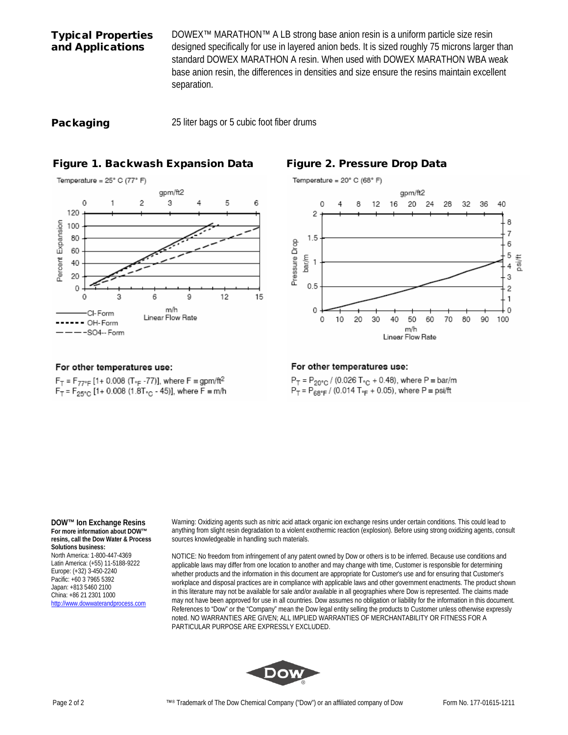## Typical Properties and Applications

DOWEX™ MARATHON™ A LB strong base anion resin is a uniform particle size resin designed specifically for use in layered anion beds. It is sized roughly 75 microns larger than standard DOWEX MARATHON A resin. When used with DOWEX MARATHON WBA weak base anion resin, the differences in densities and size ensure the resins maintain excellent separation.

## Packaging

25 liter bags or 5 cubic foot fiber drums

### Figure 1. Backwash Expansion Data

Temperature = 25° C (77° F)

gpm/ft2

0 1 2 3 4 5 6

Percent Expansion

120 100 80 60 40 20 0

0 3 6 9 12 15

m/h
Linear Flow Rate

Cl- Form
OH- Form
SO4-- Form

**For other temperatures use:**

$F_T = F_{77°F} [1 + 0.008 (T_{°F} - 77)]$, where F ≡ gpm/ft²

$F_T = F_{25°C} [1 + 0.008 (1.8T_{°C} - 45)]$, where F ≡ m/h

### Figure 2. Pressure Drop Data

Temperature = 20° C (68° F)

gpm/ft2

0 4 8 12 16 20 24 28 32 36 40

Pressure Drop bar/m

2 1.5 1 0.5 0

psi/ft

8 7 6 5 4 3 2 1 0

0 10 20 30 40 50 60 70 80 90 100

m/h
Linear Flow Rate

**For other temperatures use:**

$P_T = P_{20°C} / (0.026\ T_{°C} + 0.48)$, where P ≡ bar/m

$P_T = P_{68°F} / (0.014\ T_{°F} + 0.05)$, where P ≡ psi/ft

**DOW™ Ion Exchange Resins**
**For more information about DOW™ resins, call the Dow Water & Process Solutions business:**
North America: 1-800-447-4369
Latin America: (+55) 11-5188-9222
Europe: (+32) 3-450-2240
Pacific: +60 3 7965 5392
Japan: +813 5460 2100
China: +86 21 2301 1000
http://www.dowwaterandprocess.com

Warning: Oxidizing agents such as nitric acid attack organic ion exchange resins under certain conditions. This could lead to anything from slight resin degradation to a violent exothermic reaction (explosion). Before using strong oxidizing agents, consult sources knowledgeable in handling such materials.

NOTICE: No freedom from infringement of any patent owned by Dow or others is to be inferred. Because use conditions and applicable laws may differ from one location to another and may change with time, Customer is responsible for determining whether products and the information in this document are appropriate for Customer's use and for ensuring that Customer's workplace and disposal practices are in compliance with applicable laws and other government enactments. The product shown in this literature may not be available for sale and/or available in all geographies where Dow is represented. The claims made may not have been approved for use in all countries. Dow assumes no obligation or liability for the information in this document. References to "Dow" or the "Company" mean the Dow legal entity selling the products to Customer unless otherwise expressly noted. NO WARRANTIES ARE GIVEN; ALL IMPLIED WARRANTIES OF MERCHANTABILITY OR FITNESS FOR A PARTICULAR PURPOSE ARE EXPRESSLY EXCLUDED.

™® Trademark of The Dow Chemical Company ("Dow") or an affiliated company of Dow

Form No. 177-01615-1211